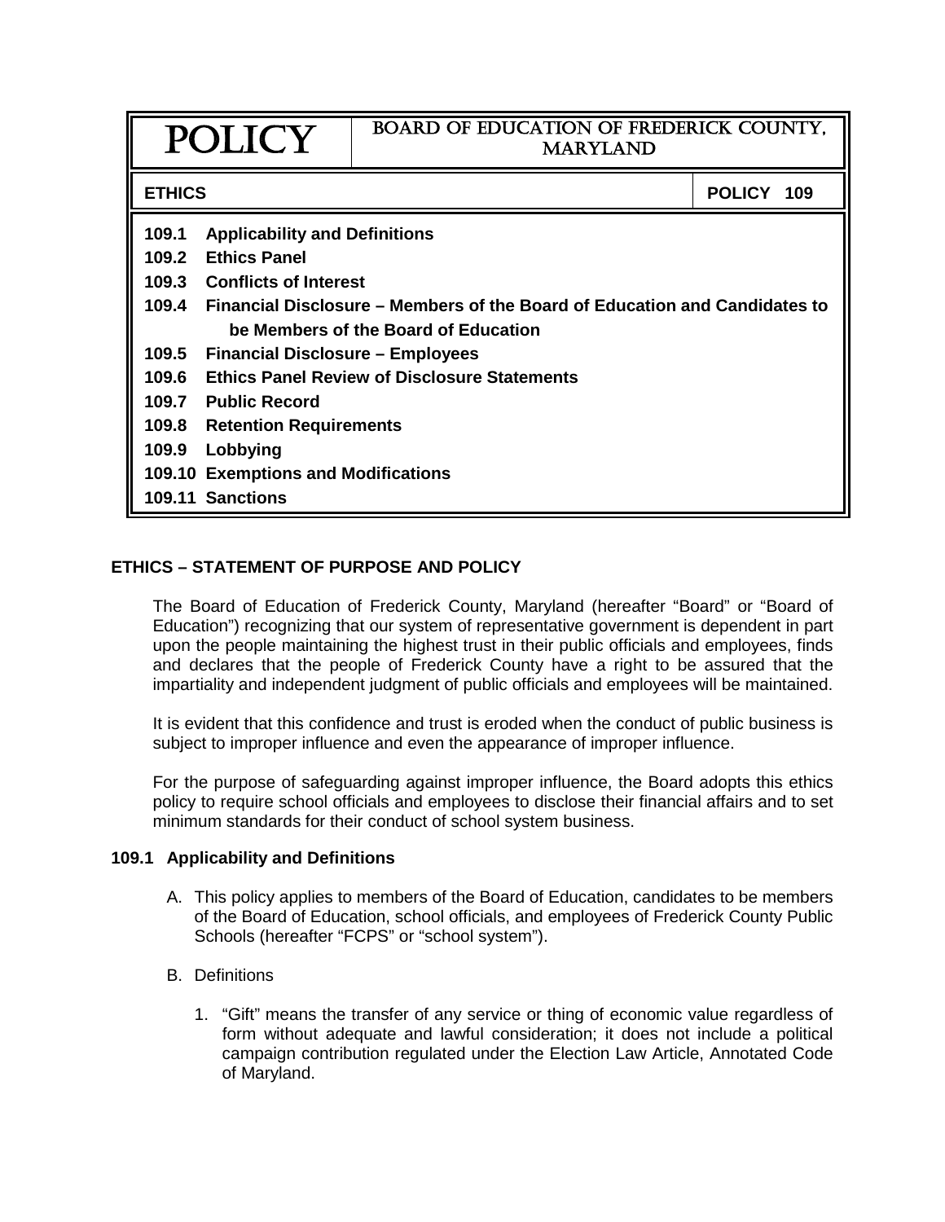# POLICY

**BOARD OF EDUCATION OF FREDERICK COUNTY, MARYLAND**

**ETHICS** — **POLICY 109**

**109.1 Applicability and Definitions**
**109.2 Ethics Panel**
**109.3 Conflicts of Interest**
**109.4 Financial Disclosure – Members of the Board of Education and Candidates to be Members of the Board of Education**
**109.5 Financial Disclosure – Employees**
**109.6 Ethics Panel Review of Disclosure Statements**
**109.7 Public Record**
**109.8 Retention Requirements**
**109.9 Lobbying**
**109.10 Exemptions and Modifications**
**109.11 Sanctions**

## ETHICS – STATEMENT OF PURPOSE AND POLICY

The Board of Education of Frederick County, Maryland (hereafter "Board" or "Board of Education") recognizing that our system of representative government is dependent in part upon the people maintaining the highest trust in their public officials and employees, finds and declares that the people of Frederick County have a right to be assured that the impartiality and independent judgment of public officials and employees will be maintained.

It is evident that this confidence and trust is eroded when the conduct of public business is subject to improper influence and even the appearance of improper influence.

For the purpose of safeguarding against improper influence, the Board adopts this ethics policy to require school officials and employees to disclose their financial affairs and to set minimum standards for their conduct of school system business.

## 109.1 Applicability and Definitions

A. This policy applies to members of the Board of Education, candidates to be members of the Board of Education, school officials, and employees of Frederick County Public Schools (hereafter "FCPS" or "school system").

B. Definitions

1. "Gift" means the transfer of any service or thing of economic value regardless of form without adequate and lawful consideration; it does not include a political campaign contribution regulated under the Election Law Article, Annotated Code of Maryland.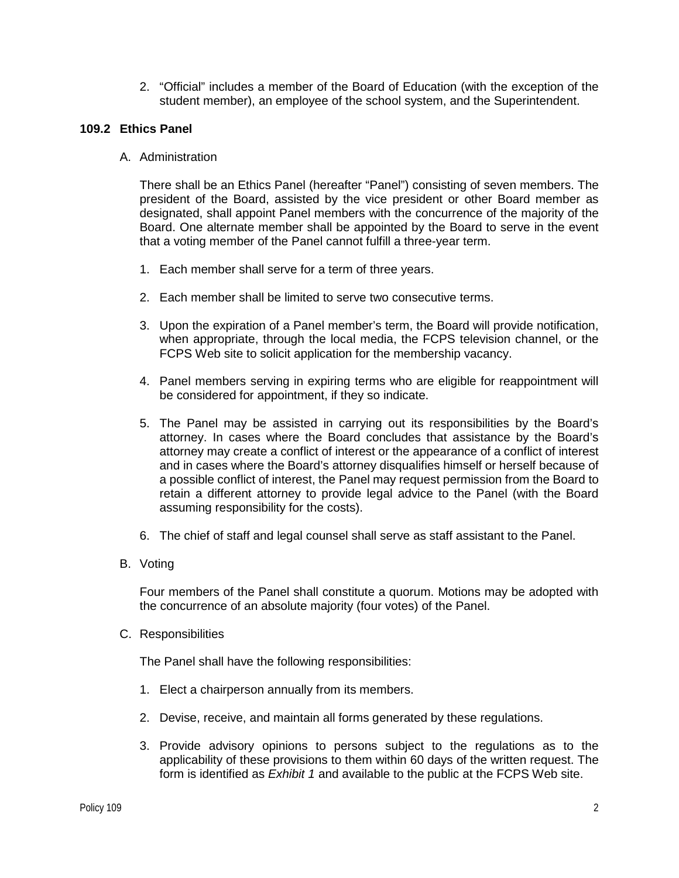2. "Official" includes a member of the Board of Education (with the exception of the student member), an employee of the school system, and the Superintendent.

### 109.2 Ethics Panel

A. Administration

   There shall be an Ethics Panel (hereafter "Panel") consisting of seven members. The president of the Board, assisted by the vice president or other Board member as designated, shall appoint Panel members with the concurrence of the majority of the Board. One alternate member shall be appointed by the Board to serve in the event that a voting member of the Panel cannot fulfill a three-year term.

   1. Each member shall serve for a term of three years.

   2. Each member shall be limited to serve two consecutive terms.

   3. Upon the expiration of a Panel member's term, the Board will provide notification, when appropriate, through the local media, the FCPS television channel, or the FCPS Web site to solicit application for the membership vacancy.

   4. Panel members serving in expiring terms who are eligible for reappointment will be considered for appointment, if they so indicate.

   5. The Panel may be assisted in carrying out its responsibilities by the Board's attorney. In cases where the Board concludes that assistance by the Board's attorney may create a conflict of interest or the appearance of a conflict of interest and in cases where the Board's attorney disqualifies himself or herself because of a possible conflict of interest, the Panel may request permission from the Board to retain a different attorney to provide legal advice to the Panel (with the Board assuming responsibility for the costs).

   6. The chief of staff and legal counsel shall serve as staff assistant to the Panel.

B. Voting

   Four members of the Panel shall constitute a quorum. Motions may be adopted with the concurrence of an absolute majority (four votes) of the Panel.

C. Responsibilities

   The Panel shall have the following responsibilities:

   1. Elect a chairperson annually from its members.

   2. Devise, receive, and maintain all forms generated by these regulations.

   3. Provide advisory opinions to persons subject to the regulations as to the applicability of these provisions to them within 60 days of the written request. The form is identified as *Exhibit 1* and available to the public at the FCPS Web site.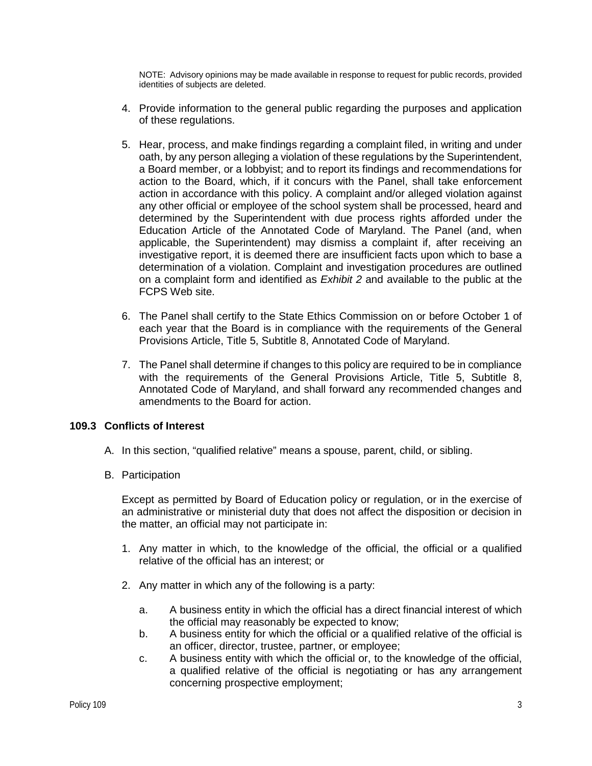NOTE: Advisory opinions may be made available in response to request for public records, provided identities of subjects are deleted.

4. Provide information to the general public regarding the purposes and application of these regulations.

5. Hear, process, and make findings regarding a complaint filed, in writing and under oath, by any person alleging a violation of these regulations by the Superintendent, a Board member, or a lobbyist; and to report its findings and recommendations for action to the Board, which, if it concurs with the Panel, shall take enforcement action in accordance with this policy. A complaint and/or alleged violation against any other official or employee of the school system shall be processed, heard and determined by the Superintendent with due process rights afforded under the Education Article of the Annotated Code of Maryland. The Panel (and, when applicable, the Superintendent) may dismiss a complaint if, after receiving an investigative report, it is deemed there are insufficient facts upon which to base a determination of a violation. Complaint and investigation procedures are outlined on a complaint form and identified as *Exhibit 2* and available to the public at the FCPS Web site.

6. The Panel shall certify to the State Ethics Commission on or before October 1 of each year that the Board is in compliance with the requirements of the General Provisions Article, Title 5, Subtitle 8, Annotated Code of Maryland.

7. The Panel shall determine if changes to this policy are required to be in compliance with the requirements of the General Provisions Article, Title 5, Subtitle 8, Annotated Code of Maryland, and shall forward any recommended changes and amendments to the Board for action.

### 109.3 Conflicts of Interest

A. In this section, "qualified relative" means a spouse, parent, child, or sibling.

B. Participation

   Except as permitted by Board of Education policy or regulation, or in the exercise of an administrative or ministerial duty that does not affect the disposition or decision in the matter, an official may not participate in:

   1. Any matter in which, to the knowledge of the official, the official or a qualified relative of the official has an interest; or

   2. Any matter in which any of the following is a party:

      a. A business entity in which the official has a direct financial interest of which the official may reasonably be expected to know;
      b. A business entity for which the official or a qualified relative of the official is an officer, director, trustee, partner, or employee;
      c. A business entity with which the official or, to the knowledge of the official, a qualified relative of the official is negotiating or has any arrangement concerning prospective employment;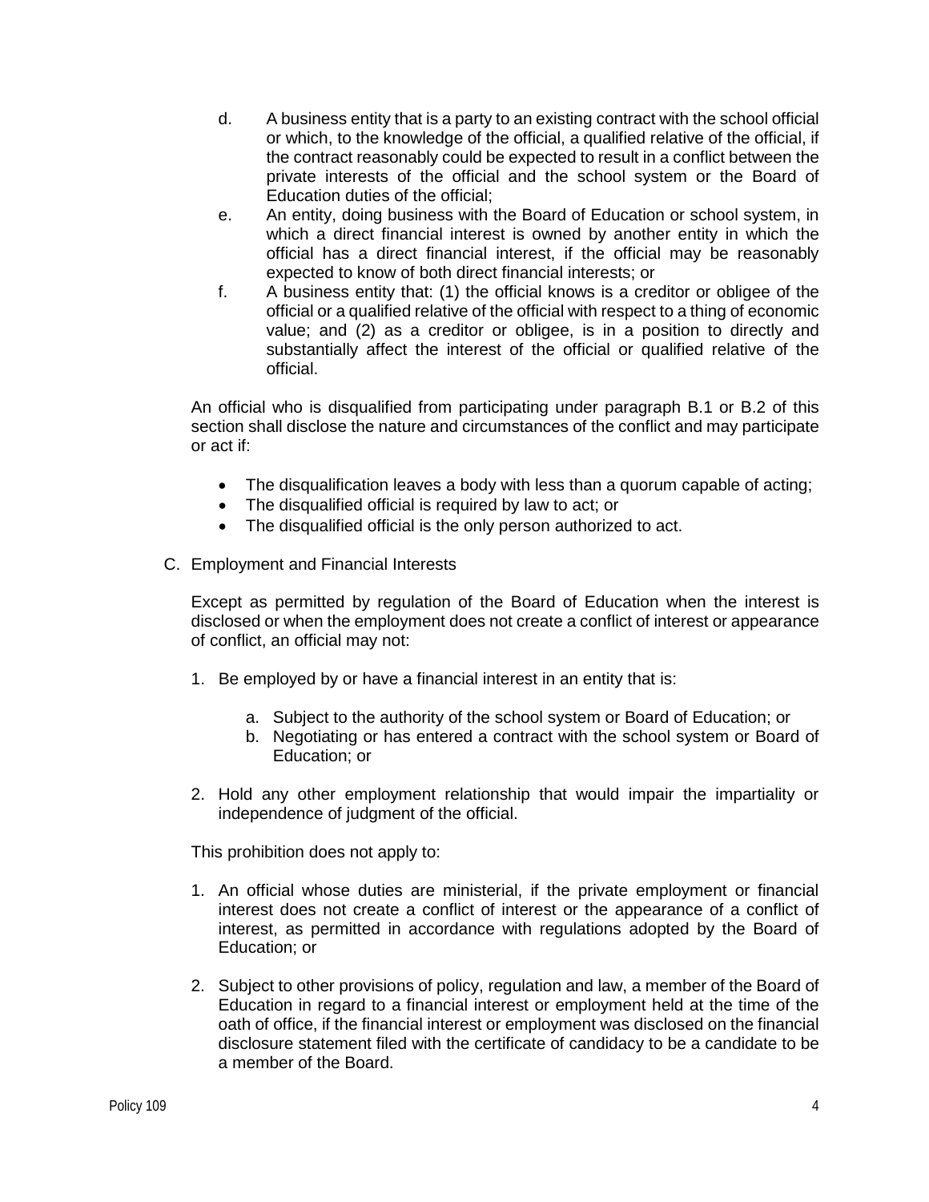d. A business entity that is a party to an existing contract with the school official or which, to the knowledge of the official, a qualified relative of the official, if the contract reasonably could be expected to result in a conflict between the private interests of the official and the school system or the Board of Education duties of the official;

e. An entity, doing business with the Board of Education or school system, in which a direct financial interest is owned by another entity in which the official has a direct financial interest, if the official may be reasonably expected to know of both direct financial interests; or

f. A business entity that: (1) the official knows is a creditor or obligee of the official or a qualified relative of the official with respect to a thing of economic value; and (2) as a creditor or obligee, is in a position to directly and substantially affect the interest of the official or qualified relative of the official.

An official who is disqualified from participating under paragraph B.1 or B.2 of this section shall disclose the nature and circumstances of the conflict and may participate or act if:

- The disqualification leaves a body with less than a quorum capable of acting;
- The disqualified official is required by law to act; or
- The disqualified official is the only person authorized to act.

C. Employment and Financial Interests

Except as permitted by regulation of the Board of Education when the interest is disclosed or when the employment does not create a conflict of interest or appearance of conflict, an official may not:

1. Be employed by or have a financial interest in an entity that is:
    a. Subject to the authority of the school system or Board of Education; or
    b. Negotiating or has entered a contract with the school system or Board of Education; or
2. Hold any other employment relationship that would impair the impartiality or independence of judgment of the official.

This prohibition does not apply to:

1. An official whose duties are ministerial, if the private employment or financial interest does not create a conflict of interest or the appearance of a conflict of interest, as permitted in accordance with regulations adopted by the Board of Education; or
2. Subject to other provisions of policy, regulation and law, a member of the Board of Education in regard to a financial interest or employment held at the time of the oath of office, if the financial interest or employment was disclosed on the financial disclosure statement filed with the certificate of candidacy to be a candidate to be a member of the Board.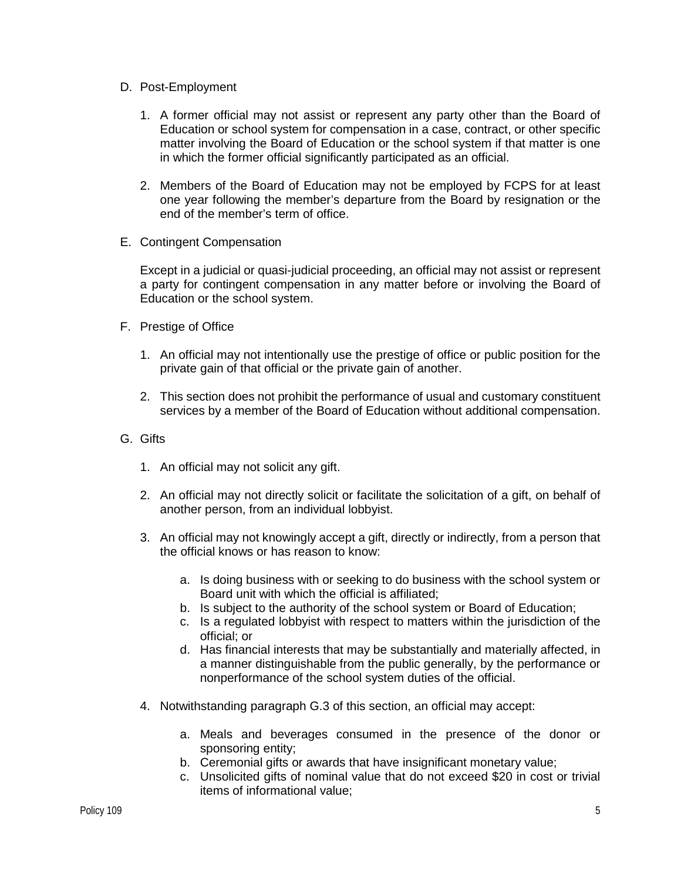D. Post-Employment

1. A former official may not assist or represent any party other than the Board of Education or school system for compensation in a case, contract, or other specific matter involving the Board of Education or the school system if that matter is one in which the former official significantly participated as an official.

2. Members of the Board of Education may not be employed by FCPS for at least one year following the member's departure from the Board by resignation or the end of the member's term of office.

E. Contingent Compensation

Except in a judicial or quasi-judicial proceeding, an official may not assist or represent a party for contingent compensation in any matter before or involving the Board of Education or the school system.

F. Prestige of Office

1. An official may not intentionally use the prestige of office or public position for the private gain of that official or the private gain of another.

2. This section does not prohibit the performance of usual and customary constituent services by a member of the Board of Education without additional compensation.

G. Gifts

1. An official may not solicit any gift.

2. An official may not directly solicit or facilitate the solicitation of a gift, on behalf of another person, from an individual lobbyist.

3. An official may not knowingly accept a gift, directly or indirectly, from a person that the official knows or has reason to know:

   a. Is doing business with or seeking to do business with the school system or Board unit with which the official is affiliated;
   b. Is subject to the authority of the school system or Board of Education;
   c. Is a regulated lobbyist with respect to matters within the jurisdiction of the official; or
   d. Has financial interests that may be substantially and materially affected, in a manner distinguishable from the public generally, by the performance or nonperformance of the school system duties of the official.

4. Notwithstanding paragraph G.3 of this section, an official may accept:

   a. Meals and beverages consumed in the presence of the donor or sponsoring entity;
   b. Ceremonial gifts or awards that have insignificant monetary value;
   c. Unsolicited gifts of nominal value that do not exceed $20 in cost or trivial items of informational value;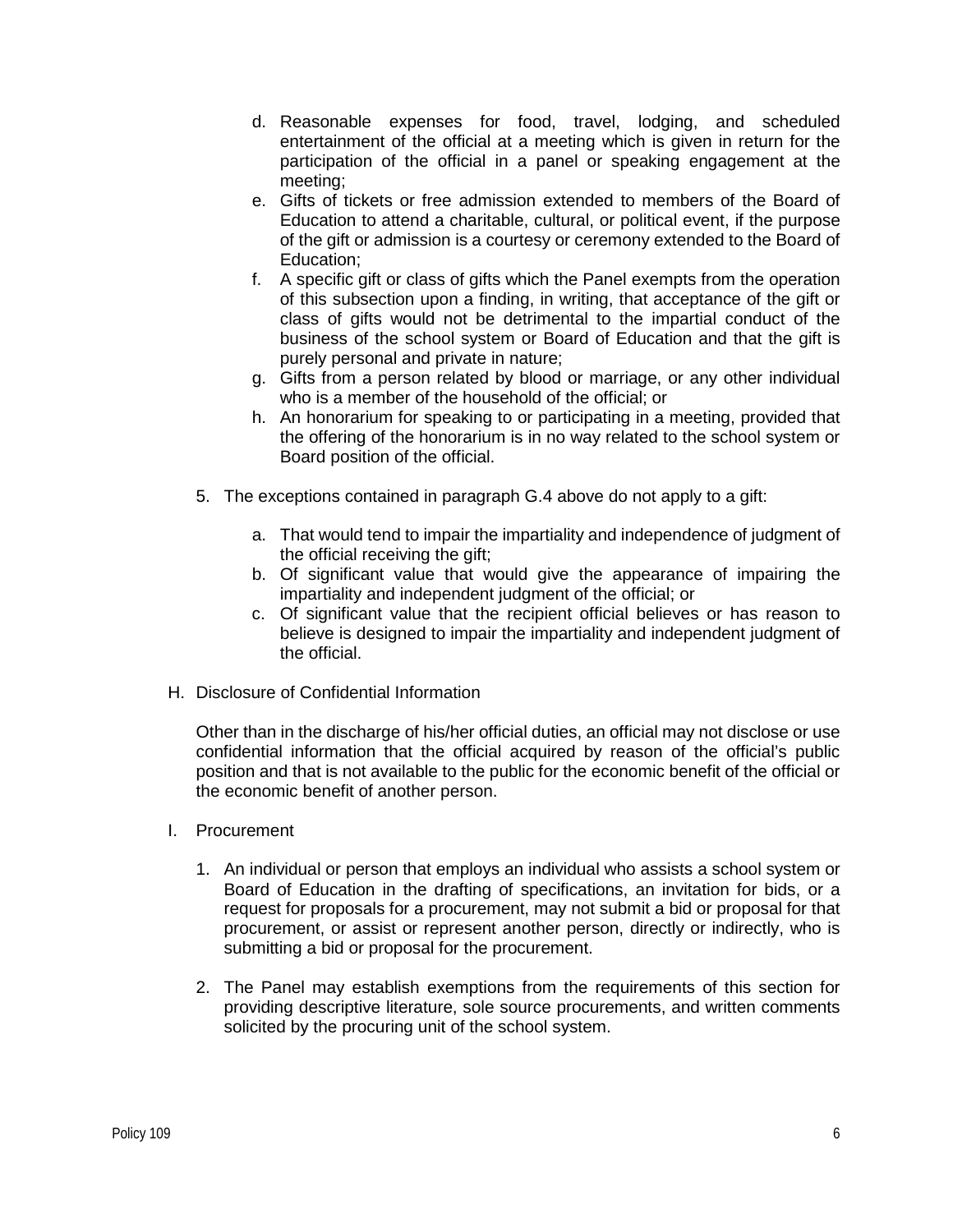d. Reasonable expenses for food, travel, lodging, and scheduled entertainment of the official at a meeting which is given in return for the participation of the official in a panel or speaking engagement at the meeting;
e. Gifts of tickets or free admission extended to members of the Board of Education to attend a charitable, cultural, or political event, if the purpose of the gift or admission is a courtesy or ceremony extended to the Board of Education;
f. A specific gift or class of gifts which the Panel exempts from the operation of this subsection upon a finding, in writing, that acceptance of the gift or class of gifts would not be detrimental to the impartial conduct of the business of the school system or Board of Education and that the gift is purely personal and private in nature;
g. Gifts from a person related by blood or marriage, or any other individual who is a member of the household of the official; or
h. An honorarium for speaking to or participating in a meeting, provided that the offering of the honorarium is in no way related to the school system or Board position of the official.

5. The exceptions contained in paragraph G.4 above do not apply to a gift:

   a. That would tend to impair the impartiality and independence of judgment of the official receiving the gift;
   b. Of significant value that would give the appearance of impairing the impartiality and independent judgment of the official; or
   c. Of significant value that the recipient official believes or has reason to believe is designed to impair the impartiality and independent judgment of the official.

H. Disclosure of Confidential Information

Other than in the discharge of his/her official duties, an official may not disclose or use confidential information that the official acquired by reason of the official's public position and that is not available to the public for the economic benefit of the official or the economic benefit of another person.

I. Procurement

1. An individual or person that employs an individual who assists a school system or Board of Education in the drafting of specifications, an invitation for bids, or a request for proposals for a procurement, may not submit a bid or proposal for that procurement, or assist or represent another person, directly or indirectly, who is submitting a bid or proposal for the procurement.

2. The Panel may establish exemptions from the requirements of this section for providing descriptive literature, sole source procurements, and written comments solicited by the procuring unit of the school system.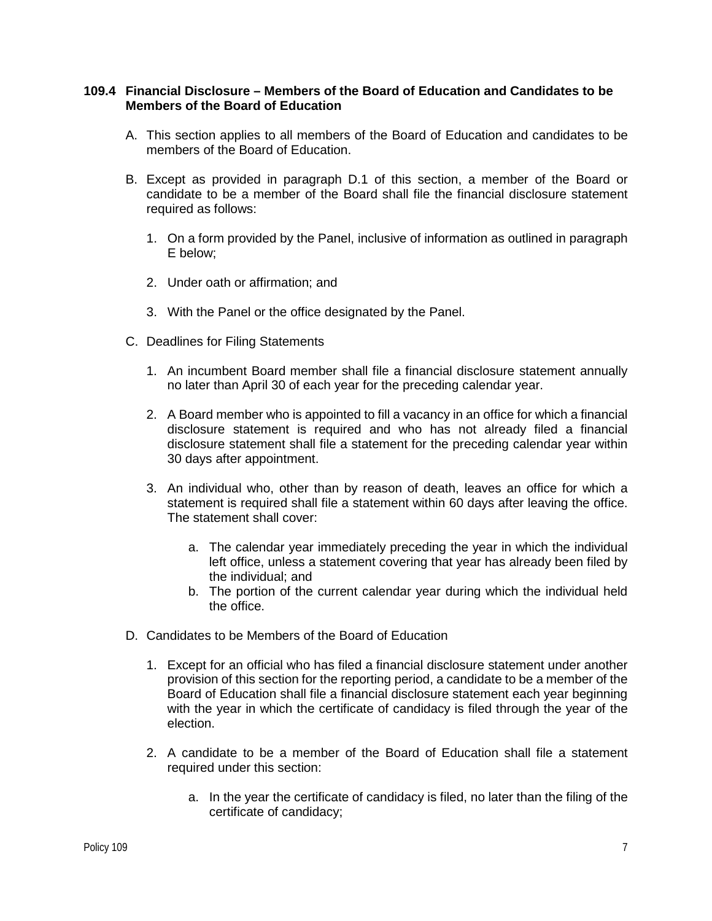### 109.4 Financial Disclosure – Members of the Board of Education and Candidates to be Members of the Board of Education

A. This section applies to all members of the Board of Education and candidates to be members of the Board of Education.

B. Except as provided in paragraph D.1 of this section, a member of the Board or candidate to be a member of the Board shall file the financial disclosure statement required as follows:

   1. On a form provided by the Panel, inclusive of information as outlined in paragraph E below;

   2. Under oath or affirmation; and

   3. With the Panel or the office designated by the Panel.

C. Deadlines for Filing Statements

   1. An incumbent Board member shall file a financial disclosure statement annually no later than April 30 of each year for the preceding calendar year.

   2. A Board member who is appointed to fill a vacancy in an office for which a financial disclosure statement is required and who has not already filed a financial disclosure statement shall file a statement for the preceding calendar year within 30 days after appointment.

   3. An individual who, other than by reason of death, leaves an office for which a statement is required shall file a statement within 60 days after leaving the office. The statement shall cover:

      a. The calendar year immediately preceding the year in which the individual left office, unless a statement covering that year has already been filed by the individual; and
      b. The portion of the current calendar year during which the individual held the office.

D. Candidates to be Members of the Board of Education

   1. Except for an official who has filed a financial disclosure statement under another provision of this section for the reporting period, a candidate to be a member of the Board of Education shall file a financial disclosure statement each year beginning with the year in which the certificate of candidacy is filed through the year of the election.

   2. A candidate to be a member of the Board of Education shall file a statement required under this section:

      a. In the year the certificate of candidacy is filed, no later than the filing of the certificate of candidacy;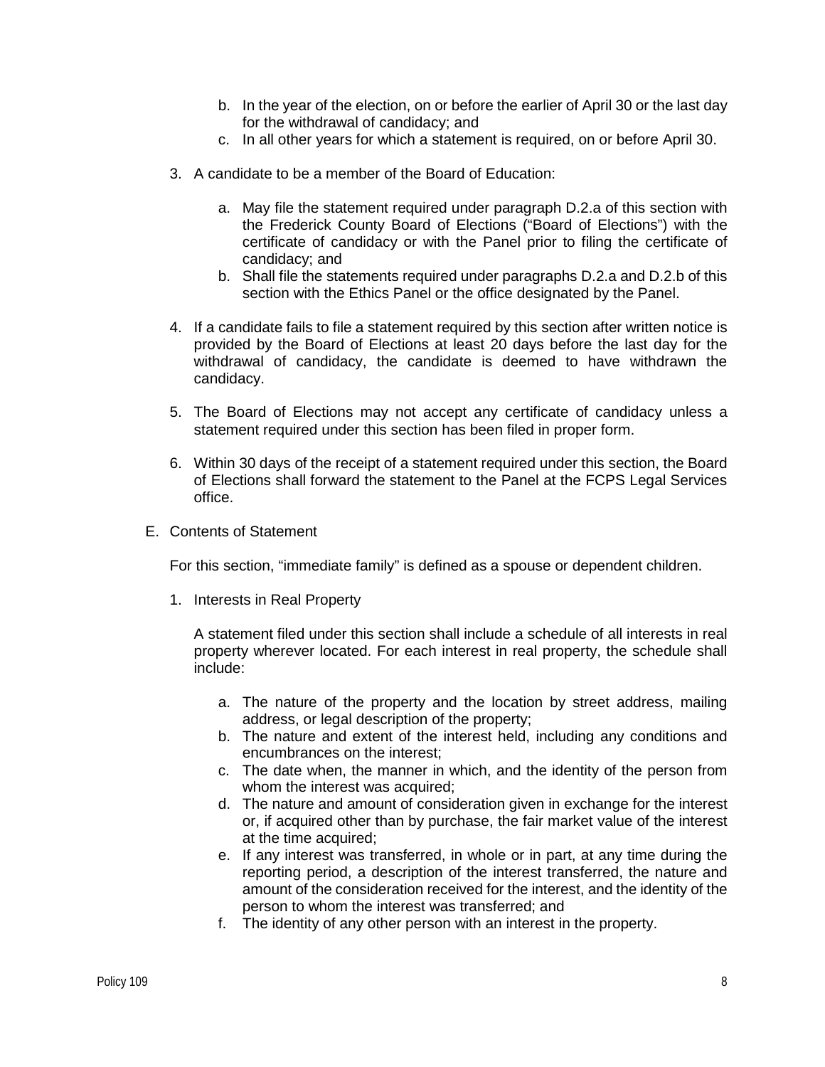b. In the year of the election, on or before the earlier of April 30 or the last day for the withdrawal of candidacy; and
   c. In all other years for which a statement is required, on or before April 30.

3. A candidate to be a member of the Board of Education:

   a. May file the statement required under paragraph D.2.a of this section with the Frederick County Board of Elections ("Board of Elections") with the certificate of candidacy or with the Panel prior to filing the certificate of candidacy; and
   b. Shall file the statements required under paragraphs D.2.a and D.2.b of this section with the Ethics Panel or the office designated by the Panel.

4. If a candidate fails to file a statement required by this section after written notice is provided by the Board of Elections at least 20 days before the last day for the withdrawal of candidacy, the candidate is deemed to have withdrawn the candidacy.

5. The Board of Elections may not accept any certificate of candidacy unless a statement required under this section has been filed in proper form.

6. Within 30 days of the receipt of a statement required under this section, the Board of Elections shall forward the statement to the Panel at the FCPS Legal Services office.

E. Contents of Statement

For this section, "immediate family" is defined as a spouse or dependent children.

1. Interests in Real Property

   A statement filed under this section shall include a schedule of all interests in real property wherever located. For each interest in real property, the schedule shall include:

   a. The nature of the property and the location by street address, mailing address, or legal description of the property;
   b. The nature and extent of the interest held, including any conditions and encumbrances on the interest;
   c. The date when, the manner in which, and the identity of the person from whom the interest was acquired;
   d. The nature and amount of consideration given in exchange for the interest or, if acquired other than by purchase, the fair market value of the interest at the time acquired;
   e. If any interest was transferred, in whole or in part, at any time during the reporting period, a description of the interest transferred, the nature and amount of the consideration received for the interest, and the identity of the person to whom the interest was transferred; and
   f. The identity of any other person with an interest in the property.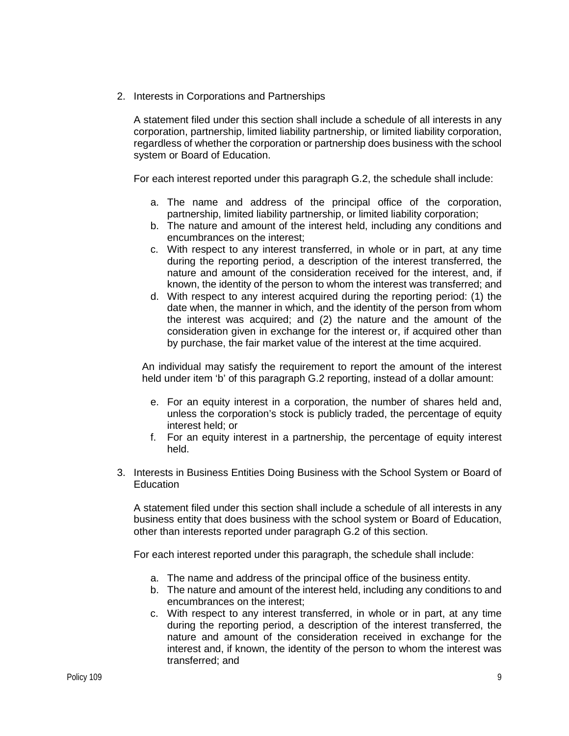2. Interests in Corporations and Partnerships

   A statement filed under this section shall include a schedule of all interests in any corporation, partnership, limited liability partnership, or limited liability corporation, regardless of whether the corporation or partnership does business with the school system or Board of Education.

   For each interest reported under this paragraph G.2, the schedule shall include:

   a. The name and address of the principal office of the corporation, partnership, limited liability partnership, or limited liability corporation;
   b. The nature and amount of the interest held, including any conditions and encumbrances on the interest;
   c. With respect to any interest transferred, in whole or in part, at any time during the reporting period, a description of the interest transferred, the nature and amount of the consideration received for the interest, and, if known, the identity of the person to whom the interest was transferred; and
   d. With respect to any interest acquired during the reporting period: (1) the date when, the manner in which, and the identity of the person from whom the interest was acquired; and (2) the nature and the amount of the consideration given in exchange for the interest or, if acquired other than by purchase, the fair market value of the interest at the time acquired.

   An individual may satisfy the requirement to report the amount of the interest held under item 'b' of this paragraph G.2 reporting, instead of a dollar amount:

   e. For an equity interest in a corporation, the number of shares held and, unless the corporation's stock is publicly traded, the percentage of equity interest held; or
   f. For an equity interest in a partnership, the percentage of equity interest held.

3. Interests in Business Entities Doing Business with the School System or Board of Education

   A statement filed under this section shall include a schedule of all interests in any business entity that does business with the school system or Board of Education, other than interests reported under paragraph G.2 of this section.

   For each interest reported under this paragraph, the schedule shall include:

   a. The name and address of the principal office of the business entity.
   b. The nature and amount of the interest held, including any conditions to and encumbrances on the interest;
   c. With respect to any interest transferred, in whole or in part, at any time during the reporting period, a description of the interest transferred, the nature and amount of the consideration received in exchange for the interest and, if known, the identity of the person to whom the interest was transferred; and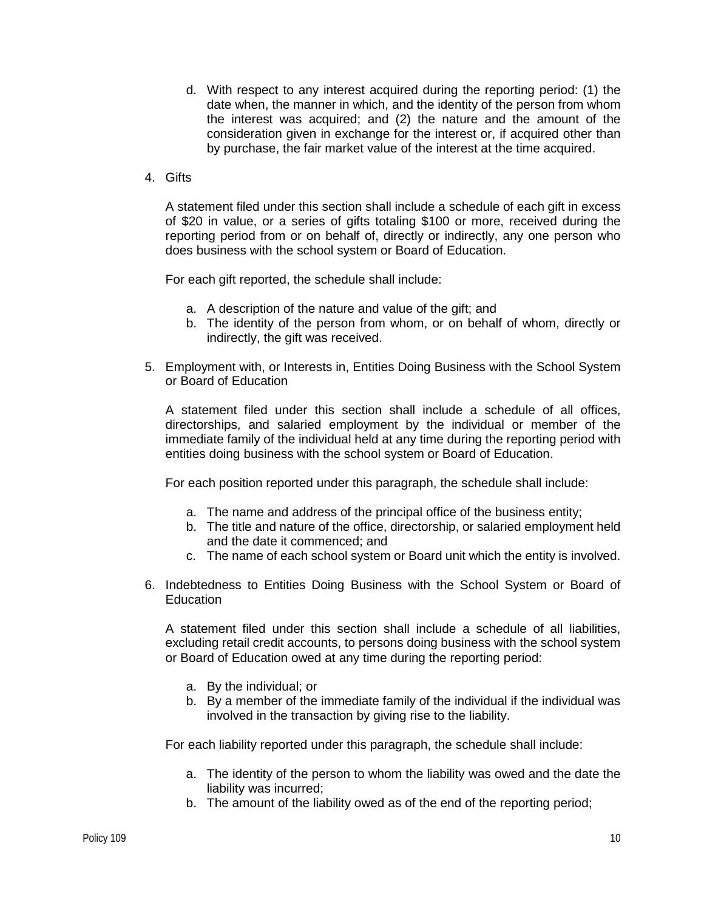d. With respect to any interest acquired during the reporting period: (1) the date when, the manner in which, and the identity of the person from whom the interest was acquired; and (2) the nature and the amount of the consideration given in exchange for the interest or, if acquired other than by purchase, the fair market value of the interest at the time acquired.

4. Gifts

   A statement filed under this section shall include a schedule of each gift in excess of $20 in value, or a series of gifts totaling $100 or more, received during the reporting period from or on behalf of, directly or indirectly, any one person who does business with the school system or Board of Education.

   For each gift reported, the schedule shall include:

   a. A description of the nature and value of the gift; and
   b. The identity of the person from whom, or on behalf of whom, directly or indirectly, the gift was received.

5. Employment with, or Interests in, Entities Doing Business with the School System or Board of Education

   A statement filed under this section shall include a schedule of all offices, directorships, and salaried employment by the individual or member of the immediate family of the individual held at any time during the reporting period with entities doing business with the school system or Board of Education.

   For each position reported under this paragraph, the schedule shall include:

   a. The name and address of the principal office of the business entity;
   b. The title and nature of the office, directorship, or salaried employment held and the date it commenced; and
   c. The name of each school system or Board unit which the entity is involved.

6. Indebtedness to Entities Doing Business with the School System or Board of Education

   A statement filed under this section shall include a schedule of all liabilities, excluding retail credit accounts, to persons doing business with the school system or Board of Education owed at any time during the reporting period:

   a. By the individual; or
   b. By a member of the immediate family of the individual if the individual was involved in the transaction by giving rise to the liability.

   For each liability reported under this paragraph, the schedule shall include:

   a. The identity of the person to whom the liability was owed and the date the liability was incurred;
   b. The amount of the liability owed as of the end of the reporting period;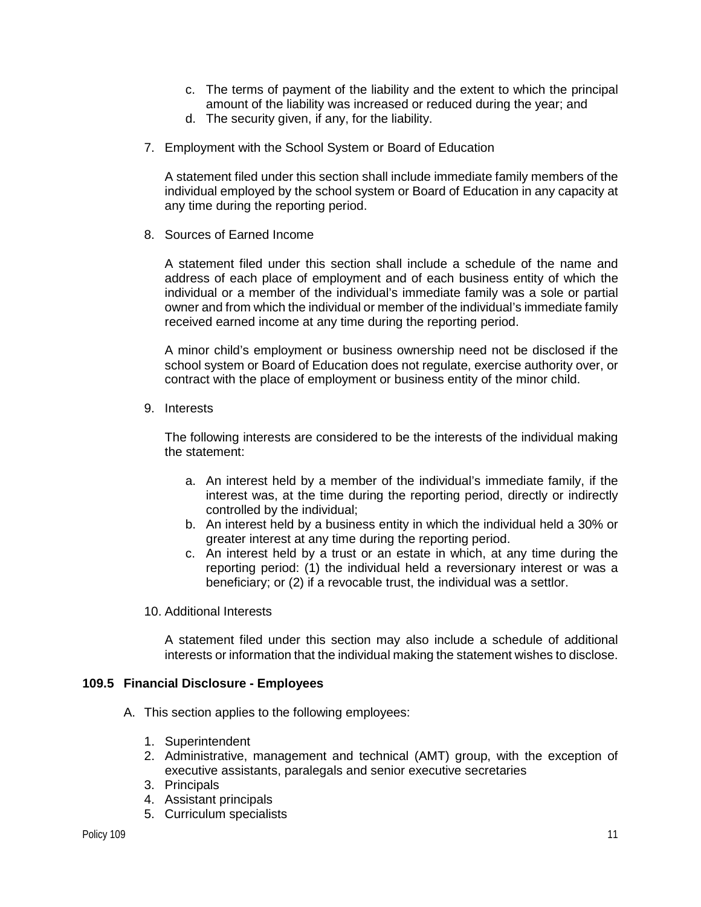c. The terms of payment of the liability and the extent to which the principal amount of the liability was increased or reduced during the year; and
d. The security given, if any, for the liability.

7. Employment with the School System or Board of Education

   A statement filed under this section shall include immediate family members of the individual employed by the school system or Board of Education in any capacity at any time during the reporting period.

8. Sources of Earned Income

   A statement filed under this section shall include a schedule of the name and address of each place of employment and of each business entity of which the individual or a member of the individual's immediate family was a sole or partial owner and from which the individual or member of the individual's immediate family received earned income at any time during the reporting period.

   A minor child's employment or business ownership need not be disclosed if the school system or Board of Education does not regulate, exercise authority over, or contract with the place of employment or business entity of the minor child.

9. Interests

   The following interests are considered to be the interests of the individual making the statement:

   a. An interest held by a member of the individual's immediate family, if the interest was, at the time during the reporting period, directly or indirectly controlled by the individual;
   b. An interest held by a business entity in which the individual held a 30% or greater interest at any time during the reporting period.
   c. An interest held by a trust or an estate in which, at any time during the reporting period: (1) the individual held a reversionary interest or was a beneficiary; or (2) if a revocable trust, the individual was a settlor.

10. Additional Interests

    A statement filed under this section may also include a schedule of additional interests or information that the individual making the statement wishes to disclose.

### 109.5 Financial Disclosure - Employees

A. This section applies to the following employees:

   1. Superintendent
   2. Administrative, management and technical (AMT) group, with the exception of executive assistants, paralegals and senior executive secretaries
   3. Principals
   4. Assistant principals
   5. Curriculum specialists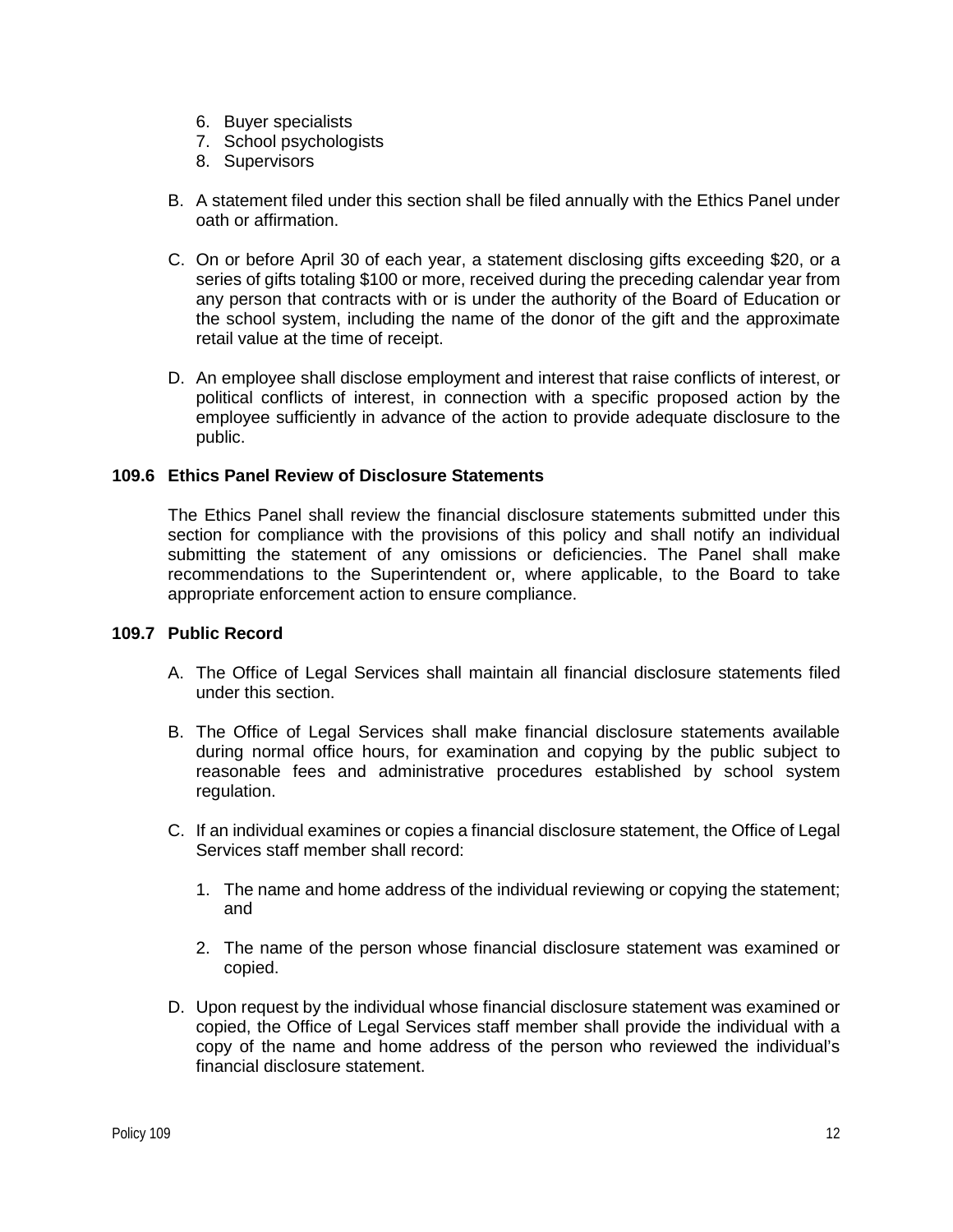6. Buyer specialists
7. School psychologists
8. Supervisors

B. A statement filed under this section shall be filed annually with the Ethics Panel under oath or affirmation.

C. On or before April 30 of each year, a statement disclosing gifts exceeding $20, or a series of gifts totaling $100 or more, received during the preceding calendar year from any person that contracts with or is under the authority of the Board of Education or the school system, including the name of the donor of the gift and the approximate retail value at the time of receipt.

D. An employee shall disclose employment and interest that raise conflicts of interest, or political conflicts of interest, in connection with a specific proposed action by the employee sufficiently in advance of the action to provide adequate disclosure to the public.

### 109.6 Ethics Panel Review of Disclosure Statements

The Ethics Panel shall review the financial disclosure statements submitted under this section for compliance with the provisions of this policy and shall notify an individual submitting the statement of any omissions or deficiencies. The Panel shall make recommendations to the Superintendent or, where applicable, to the Board to take appropriate enforcement action to ensure compliance.

### 109.7 Public Record

A. The Office of Legal Services shall maintain all financial disclosure statements filed under this section.

B. The Office of Legal Services shall make financial disclosure statements available during normal office hours, for examination and copying by the public subject to reasonable fees and administrative procedures established by school system regulation.

C. If an individual examines or copies a financial disclosure statement, the Office of Legal Services staff member shall record:

   1. The name and home address of the individual reviewing or copying the statement; and

   2. The name of the person whose financial disclosure statement was examined or copied.

D. Upon request by the individual whose financial disclosure statement was examined or copied, the Office of Legal Services staff member shall provide the individual with a copy of the name and home address of the person who reviewed the individual's financial disclosure statement.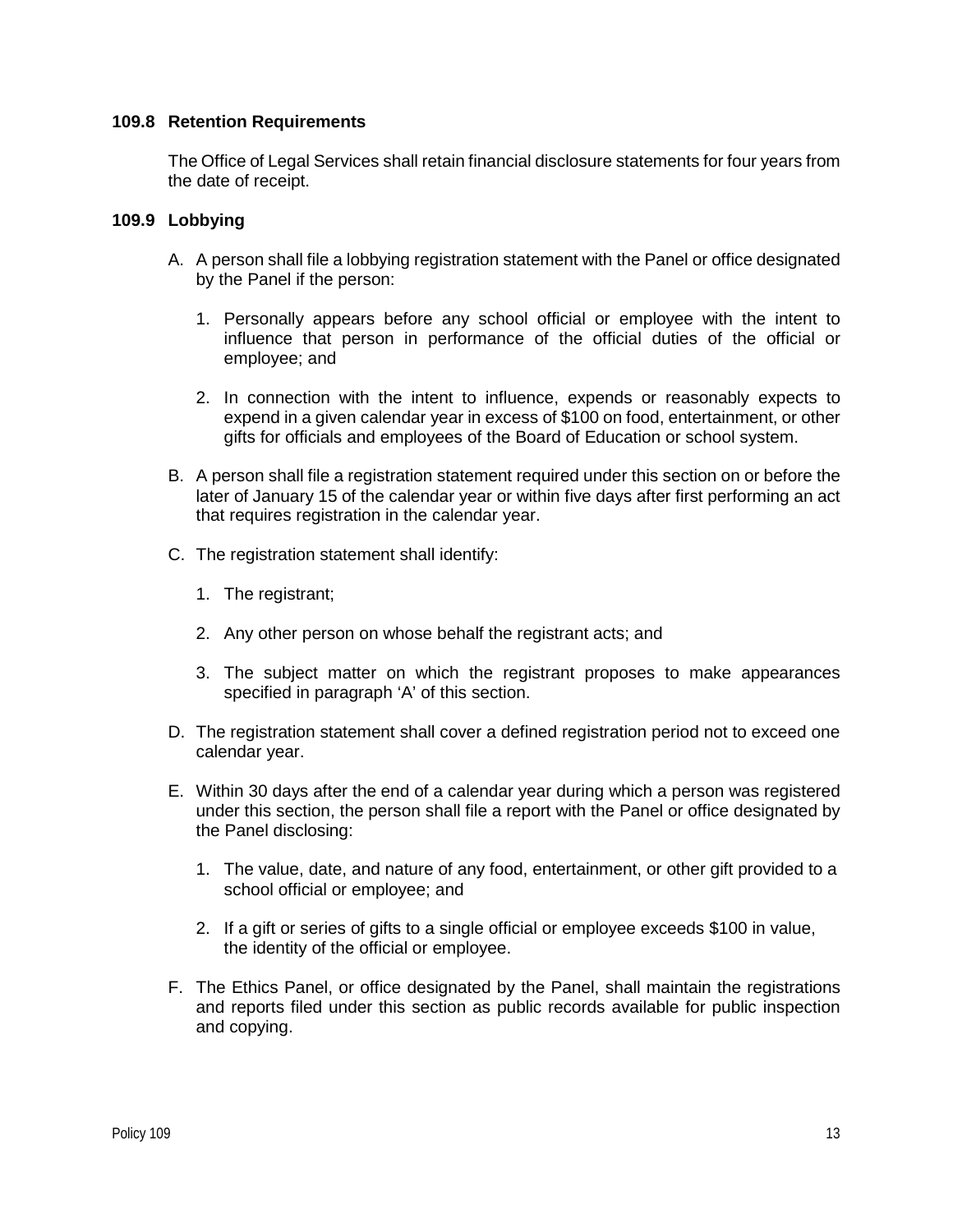### 109.8 Retention Requirements

The Office of Legal Services shall retain financial disclosure statements for four years from the date of receipt.

### 109.9 Lobbying

A. A person shall file a lobbying registration statement with the Panel or office designated by the Panel if the person:

   1. Personally appears before any school official or employee with the intent to influence that person in performance of the official duties of the official or employee; and

   2. In connection with the intent to influence, expends or reasonably expects to expend in a given calendar year in excess of $100 on food, entertainment, or other gifts for officials and employees of the Board of Education or school system.

B. A person shall file a registration statement required under this section on or before the later of January 15 of the calendar year or within five days after first performing an act that requires registration in the calendar year.

C. The registration statement shall identify:

   1. The registrant;

   2. Any other person on whose behalf the registrant acts; and

   3. The subject matter on which the registrant proposes to make appearances specified in paragraph 'A' of this section.

D. The registration statement shall cover a defined registration period not to exceed one calendar year.

E. Within 30 days after the end of a calendar year during which a person was registered under this section, the person shall file a report with the Panel or office designated by the Panel disclosing:

   1. The value, date, and nature of any food, entertainment, or other gift provided to a school official or employee; and

   2. If a gift or series of gifts to a single official or employee exceeds $100 in value, the identity of the official or employee.

F. The Ethics Panel, or office designated by the Panel, shall maintain the registrations and reports filed under this section as public records available for public inspection and copying.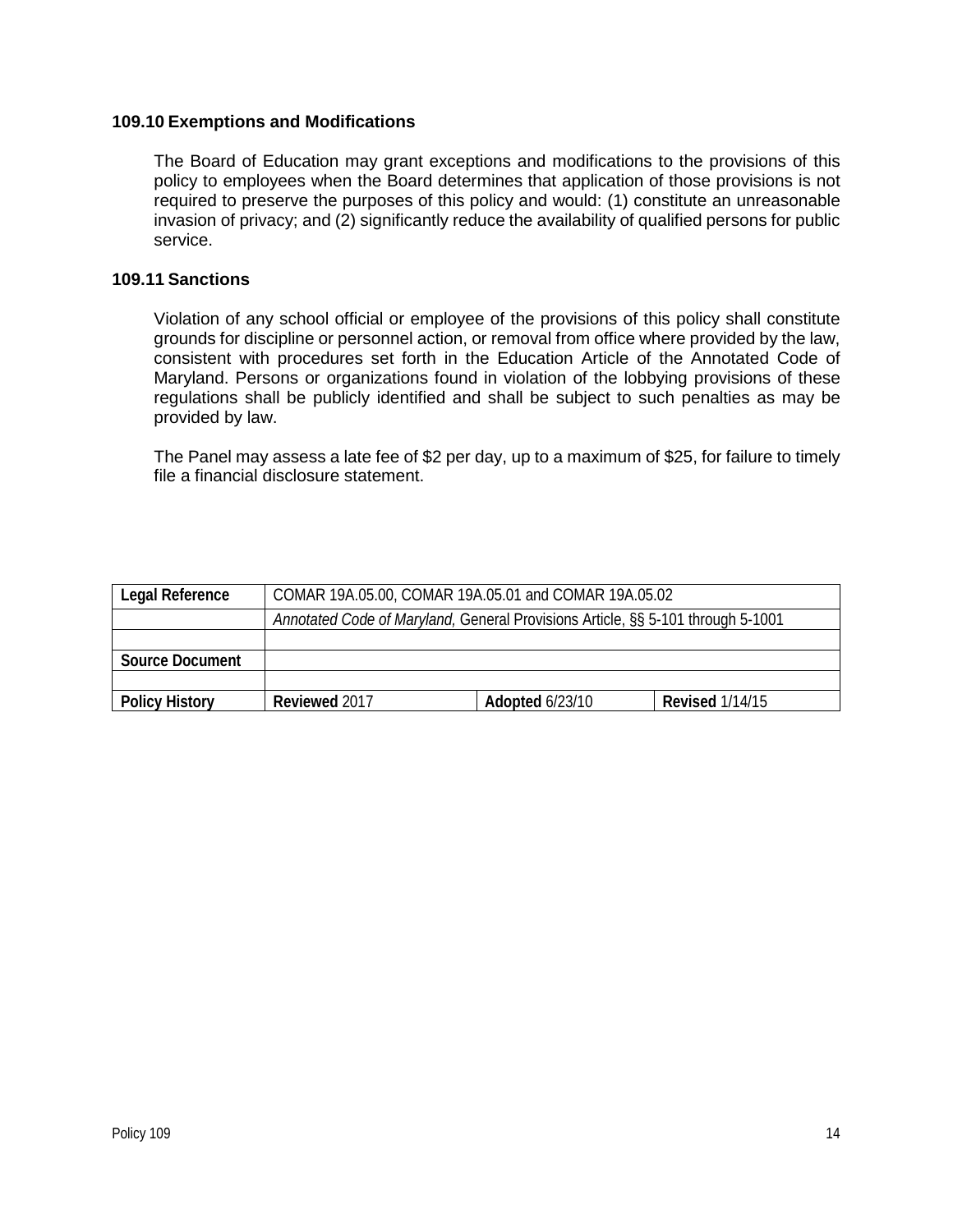### 109.10 Exemptions and Modifications

The Board of Education may grant exceptions and modifications to the provisions of this policy to employees when the Board determines that application of those provisions is not required to preserve the purposes of this policy and would: (1) constitute an unreasonable invasion of privacy; and (2) significantly reduce the availability of qualified persons for public service.

### 109.11 Sanctions

Violation of any school official or employee of the provisions of this policy shall constitute grounds for discipline or personnel action, or removal from office where provided by the law, consistent with procedures set forth in the Education Article of the Annotated Code of Maryland. Persons or organizations found in violation of the lobbying provisions of these regulations shall be publicly identified and shall be subject to such penalties as may be provided by law.

The Panel may assess a late fee of $2 per day, up to a maximum of $25, for failure to timely file a financial disclosure statement.

| **Legal Reference** | COMAR 19A.05.00, COMAR 19A.05.01 and COMAR 19A.05.02 | | |
|---|---|---|---|
| | *Annotated Code of Maryland,* General Provisions Article, §§ 5-101 through 5-1001 | | |
| | | | |
| **Source Document** | | | |
| | | | |
| **Policy History** | **Reviewed** 2017 | **Adopted** 6/23/10 | **Revised** 1/14/15 |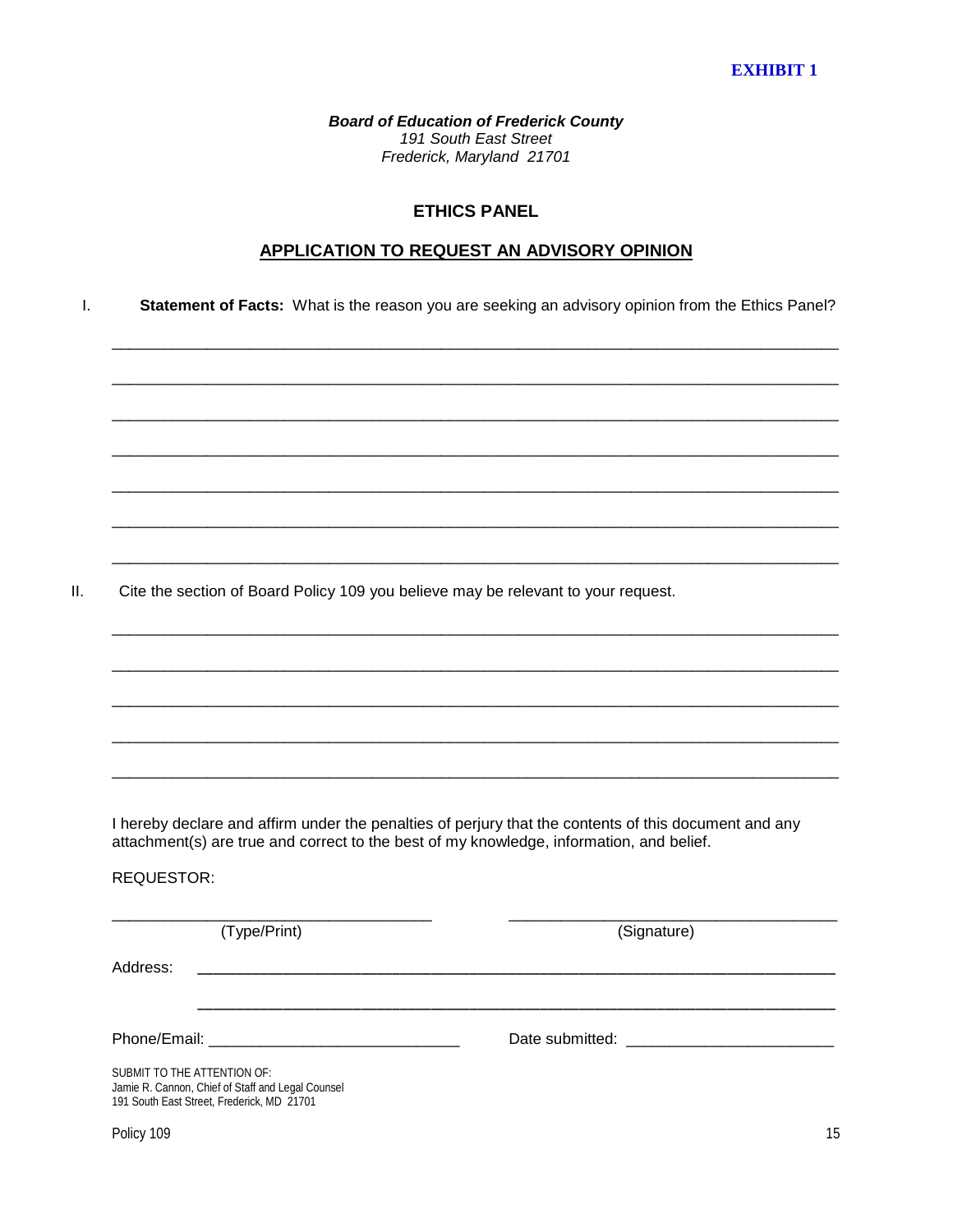**EXHIBIT 1**

***Board of Education of Frederick County***
*191 South East Street*
*Frederick, Maryland 21701*

## ETHICS PANEL

## APPLICATION TO REQUEST AN ADVISORY OPINION

I. **Statement of Facts:** What is the reason you are seeking an advisory opinion from the Ethics Panel?

_______________________________________________________________________________

_______________________________________________________________________________

_______________________________________________________________________________

_______________________________________________________________________________

_______________________________________________________________________________

_______________________________________________________________________________

_______________________________________________________________________________

II. Cite the section of Board Policy 109 you believe may be relevant to your request.

_______________________________________________________________________________

_______________________________________________________________________________

_______________________________________________________________________________

_______________________________________________________________________________

_______________________________________________________________________________

I hereby declare and affirm under the penalties of perjury that the contents of this document and any attachment(s) are true and correct to the best of my knowledge, information, and belief.

REQUESTOR:

___________________________________ (Type/Print)

___________________________________ (Signature)

Address: _______________________________________________________________

_______________________________________________________________

Phone/Email: ___________________________

Date submitted: ______________________

SUBMIT TO THE ATTENTION OF:
Jamie R. Cannon, Chief of Staff and Legal Counsel
191 South East Street, Frederick, MD 21701

Policy 109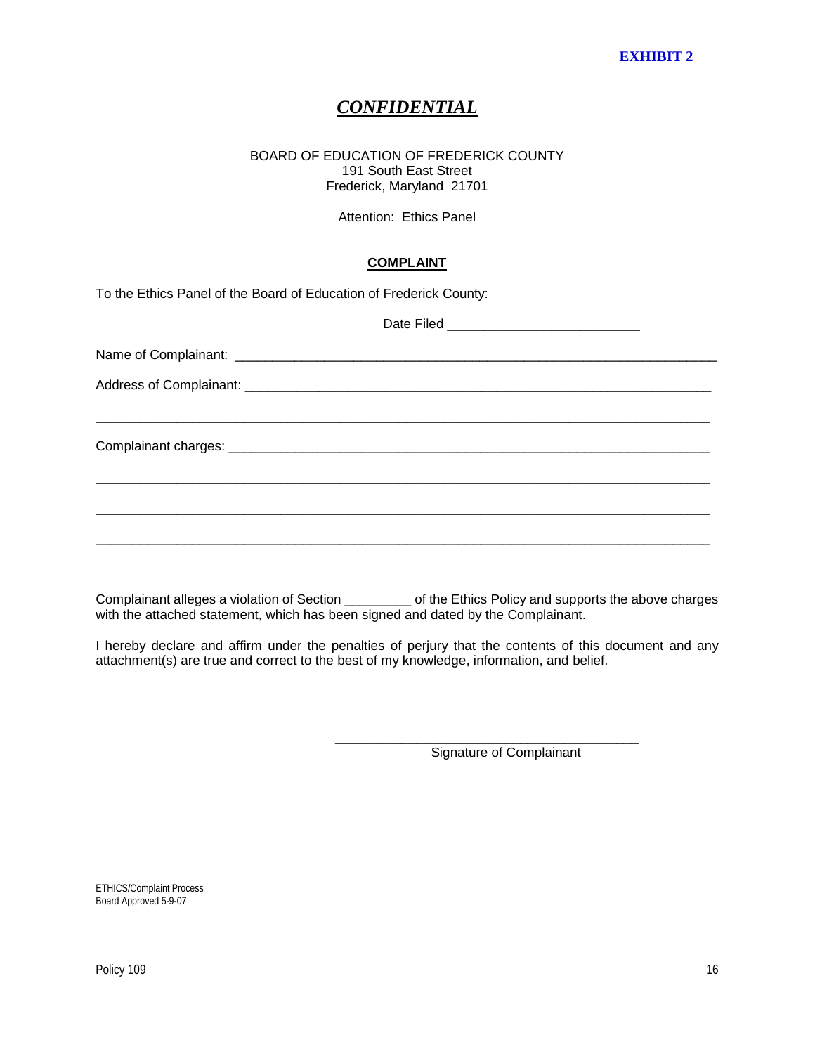**EXHIBIT 2**

# ***CONFIDENTIAL***

BOARD OF EDUCATION OF FREDERICK COUNTY
191 South East Street
Frederick, Maryland 21701

Attention: Ethics Panel

## COMPLAINT

To the Ethics Panel of the Board of Education of Frederick County:

Date Filed _________________________

Name of Complainant: _______________________________________________________________

Address of Complainant: _____________________________________________________________

_____________________________________________________________________________

Complainant charges: ________________________________________________________________

_____________________________________________________________________________

_____________________________________________________________________________

_____________________________________________________________________________

Complainant alleges a violation of Section _________ of the Ethics Policy and supports the above charges with the attached statement, which has been signed and dated by the Complainant.

I hereby declare and affirm under the penalties of perjury that the contents of this document and any attachment(s) are true and correct to the best of my knowledge, information, and belief.

_________________________________________
Signature of Complainant

ETHICS/Complaint Process
Board Approved 5-9-07

Policy 109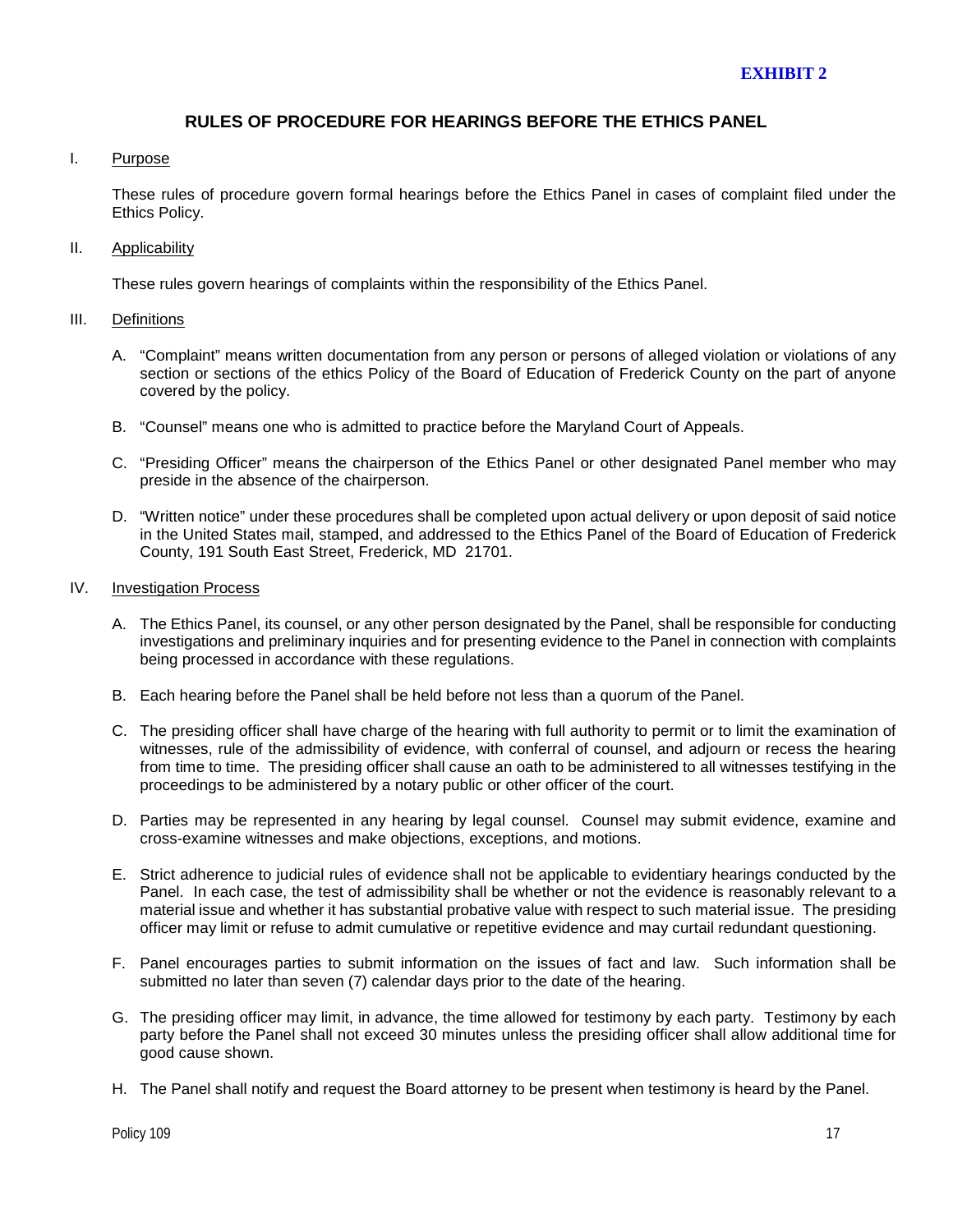**EXHIBIT 2**

# RULES OF PROCEDURE FOR HEARINGS BEFORE THE ETHICS PANEL

## I. Purpose

These rules of procedure govern formal hearings before the Ethics Panel in cases of complaint filed under the Ethics Policy.

## II. Applicability

These rules govern hearings of complaints within the responsibility of the Ethics Panel.

## III. Definitions

A. "Complaint" means written documentation from any person or persons of alleged violation or violations of any section or sections of the ethics Policy of the Board of Education of Frederick County on the part of anyone covered by the policy.

B. "Counsel" means one who is admitted to practice before the Maryland Court of Appeals.

C. "Presiding Officer" means the chairperson of the Ethics Panel or other designated Panel member who may preside in the absence of the chairperson.

D. "Written notice" under these procedures shall be completed upon actual delivery or upon deposit of said notice in the United States mail, stamped, and addressed to the Ethics Panel of the Board of Education of Frederick County, 191 South East Street, Frederick, MD 21701.

## IV. Investigation Process

A. The Ethics Panel, its counsel, or any other person designated by the Panel, shall be responsible for conducting investigations and preliminary inquiries and for presenting evidence to the Panel in connection with complaints being processed in accordance with these regulations.

B. Each hearing before the Panel shall be held before not less than a quorum of the Panel.

C. The presiding officer shall have charge of the hearing with full authority to permit or to limit the examination of witnesses, rule of the admissibility of evidence, with conferral of counsel, and adjourn or recess the hearing from time to time. The presiding officer shall cause an oath to be administered to all witnesses testifying in the proceedings to be administered by a notary public or other officer of the court.

D. Parties may be represented in any hearing by legal counsel. Counsel may submit evidence, examine and cross-examine witnesses and make objections, exceptions, and motions.

E. Strict adherence to judicial rules of evidence shall not be applicable to evidentiary hearings conducted by the Panel. In each case, the test of admissibility shall be whether or not the evidence is reasonably relevant to a material issue and whether it has substantial probative value with respect to such material issue. The presiding officer may limit or refuse to admit cumulative or repetitive evidence and may curtail redundant questioning.

F. Panel encourages parties to submit information on the issues of fact and law. Such information shall be submitted no later than seven (7) calendar days prior to the date of the hearing.

G. The presiding officer may limit, in advance, the time allowed for testimony by each party. Testimony by each party before the Panel shall not exceed 30 minutes unless the presiding officer shall allow additional time for good cause shown.

H. The Panel shall notify and request the Board attorney to be present when testimony is heard by the Panel.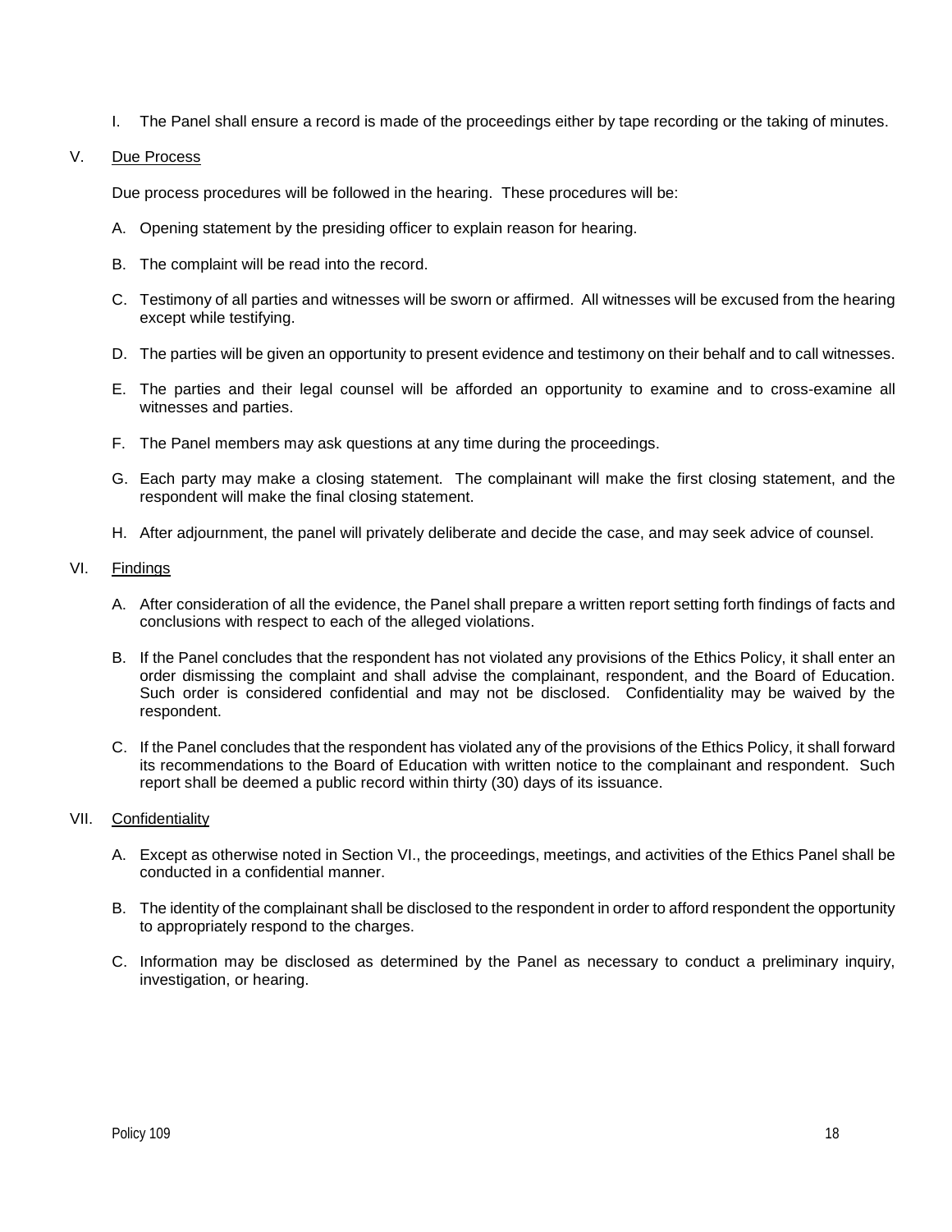I. The Panel shall ensure a record is made of the proceedings either by tape recording or the taking of minutes.

V. <u>Due Process</u>

Due process procedures will be followed in the hearing. These procedures will be:

A. Opening statement by the presiding officer to explain reason for hearing.

B. The complaint will be read into the record.

C. Testimony of all parties and witnesses will be sworn or affirmed. All witnesses will be excused from the hearing except while testifying.

D. The parties will be given an opportunity to present evidence and testimony on their behalf and to call witnesses.

E. The parties and their legal counsel will be afforded an opportunity to examine and to cross-examine all witnesses and parties.

F. The Panel members may ask questions at any time during the proceedings.

G. Each party may make a closing statement. The complainant will make the first closing statement, and the respondent will make the final closing statement.

H. After adjournment, the panel will privately deliberate and decide the case, and may seek advice of counsel.

VI. <u>Findings</u>

A. After consideration of all the evidence, the Panel shall prepare a written report setting forth findings of facts and conclusions with respect to each of the alleged violations.

B. If the Panel concludes that the respondent has not violated any provisions of the Ethics Policy, it shall enter an order dismissing the complaint and shall advise the complainant, respondent, and the Board of Education. Such order is considered confidential and may not be disclosed. Confidentiality may be waived by the respondent.

C. If the Panel concludes that the respondent has violated any of the provisions of the Ethics Policy, it shall forward its recommendations to the Board of Education with written notice to the complainant and respondent. Such report shall be deemed a public record within thirty (30) days of its issuance.

VII. <u>Confidentiality</u>

A. Except as otherwise noted in Section VI., the proceedings, meetings, and activities of the Ethics Panel shall be conducted in a confidential manner.

B. The identity of the complainant shall be disclosed to the respondent in order to afford respondent the opportunity to appropriately respond to the charges.

C. Information may be disclosed as determined by the Panel as necessary to conduct a preliminary inquiry, investigation, or hearing.